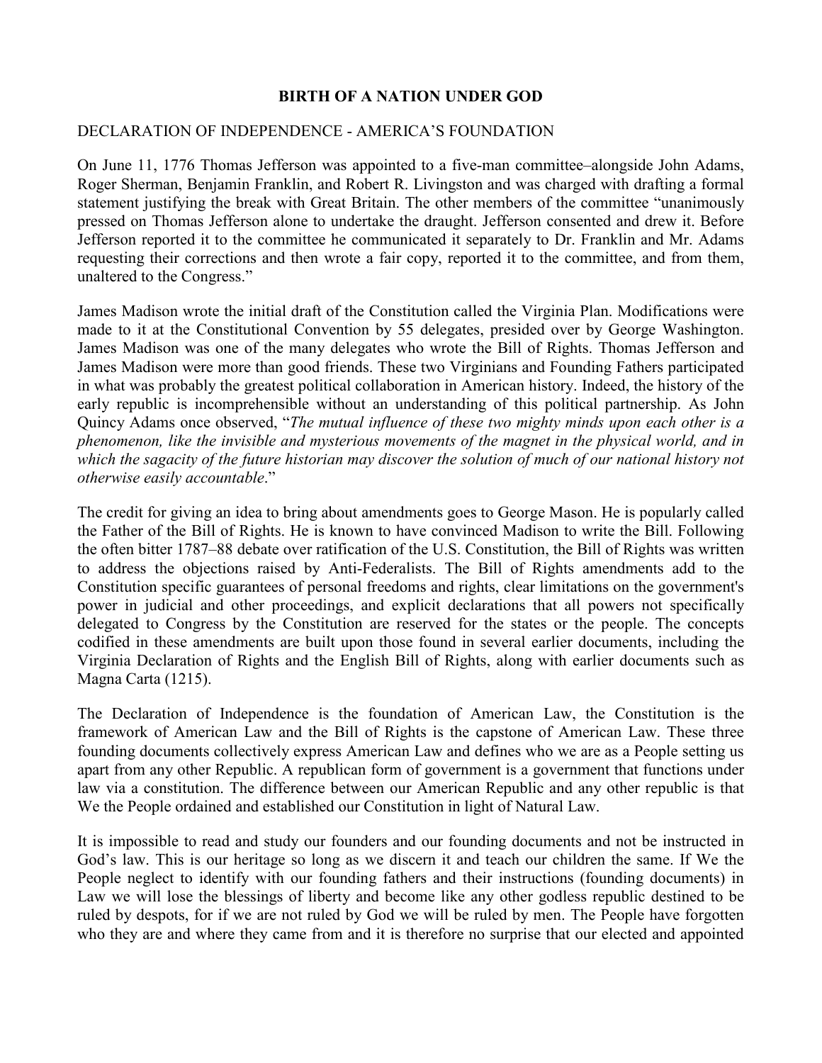# BIRTH OF A NATION UNDER GOD

## DECLARATION OF INDEPENDENCE - AMERICA'S FOUNDATION

On June 11, 1776 Thomas Jefferson was appointed to a five-man committee–alongside John Adams, Roger Sherman, Benjamin Franklin, and Robert R. Livingston and was charged with drafting a formal statement justifying the break with Great Britain. The other members of the committee "unanimously pressed on Thomas Jefferson alone to undertake the draught. Jefferson consented and drew it. Before Jefferson reported it to the committee he communicated it separately to Dr. Franklin and Mr. Adams requesting their corrections and then wrote a fair copy, reported it to the committee, and from them, unaltered to the Congress."

James Madison wrote the initial draft of the Constitution called the Virginia Plan. Modifications were made to it at the Constitutional Convention by 55 delegates, presided over by George Washington. James Madison was one of the many delegates who wrote the Bill of Rights. Thomas Jefferson and James Madison were more than good friends. These two Virginians and Founding Fathers participated in what was probably the greatest political collaboration in American history. Indeed, the history of the early republic is incomprehensible without an understanding of this political partnership. As John Quincy Adams once observed, "*The mutual influence of these two mighty minds upon each other is a phenomenon, like the invisible and mysterious movements of the magnet in the physical world, and in which the sagacity of the future historian may discover the solution of much of our national history not otherwise easily accountable*."

The credit for giving an idea to bring about amendments goes to George Mason. He is popularly called the Father of the Bill of Rights. He is known to have convinced Madison to write the Bill. Following the often bitter 1787–88 debate over ratification of the U.S. Constitution, the Bill of Rights was written to address the objections raised by Anti-Federalists. The Bill of Rights amendments add to the Constitution specific guarantees of personal freedoms and rights, clear limitations on the government's power in judicial and other proceedings, and explicit declarations that all powers not specifically delegated to Congress by the Constitution are reserved for the states or the people. The concepts codified in these amendments are built upon those found in several earlier documents, including the Virginia Declaration of Rights and the English Bill of Rights, along with earlier documents such as Magna Carta (1215).

The Declaration of Independence is the foundation of American Law, the Constitution is the framework of American Law and the Bill of Rights is the capstone of American Law. These three founding documents collectively express American Law and defines who we are as a People setting us apart from any other Republic. A republican form of government is a government that functions under law via a constitution. The difference between our American Republic and any other republic is that We the People ordained and established our Constitution in light of Natural Law.

It is impossible to read and study our founders and our founding documents and not be instructed in God's law. This is our heritage so long as we discern it and teach our children the same. If We the People neglect to identify with our founding fathers and their instructions (founding documents) in Law we will lose the blessings of liberty and become like any other godless republic destined to be ruled by despots, for if we are not ruled by God we will be ruled by men. The People have forgotten who they are and where they came from and it is therefore no surprise that our elected and appointed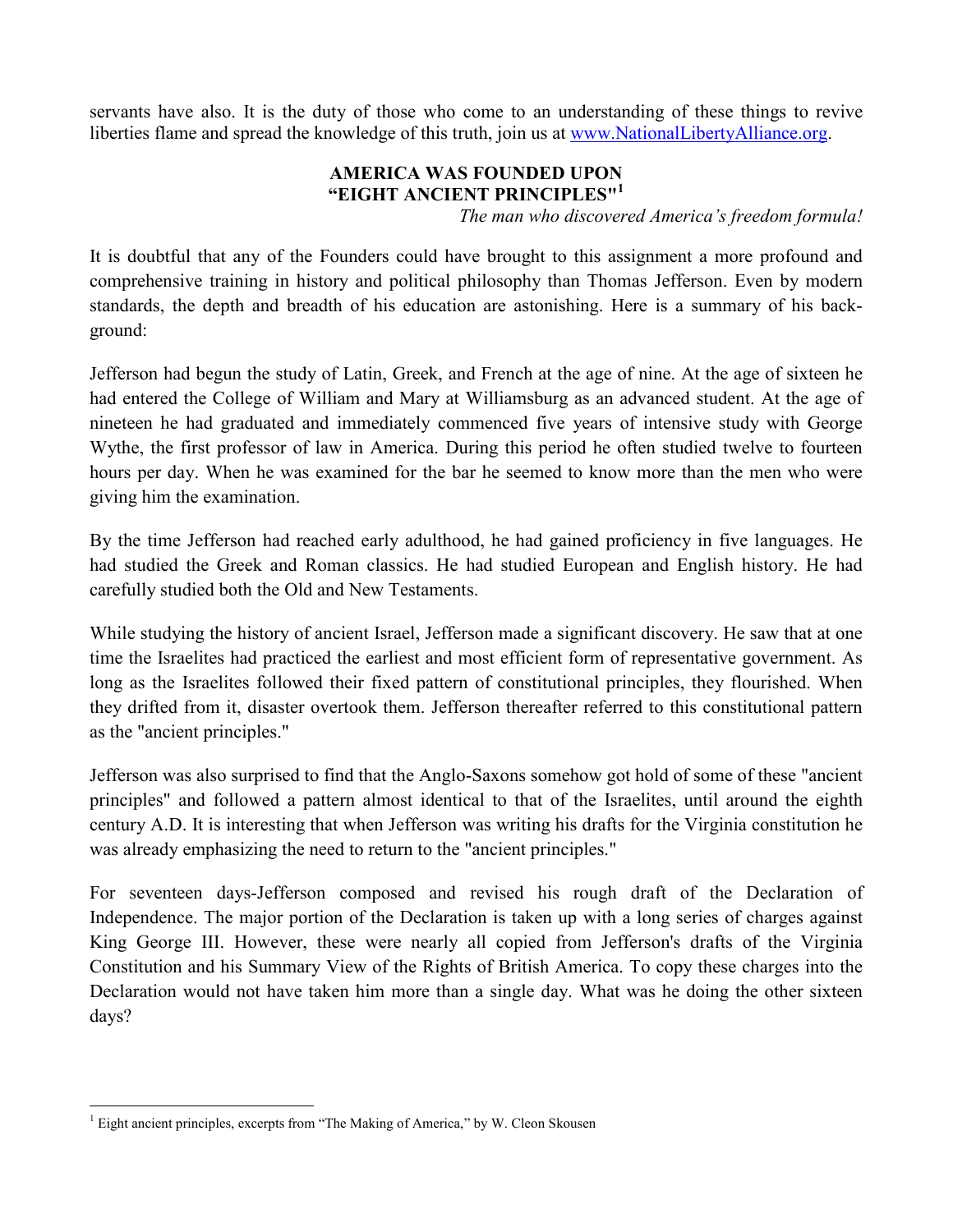servants have also. It is the duty of those who come to an understanding of these things to revive liberties flame and spread the knowledge of this truth, join us at [www.NationalLibertyAlliance.org](http://www.NationalLibertyAlliance.org).

## AMERICA WAS FOUNDED UPON "EIGHT ANCIENT PRINCIPLES"[1]

*The man who discovered America's freedom formula!*

It is doubtful that any of the Founders could have brought to this assignment a more profound and comprehensive training in history and political philosophy than Thomas Jefferson. Even by modern standards, the depth and breadth of his education are astonishing. Here is a summary of his back-ground:

Jefferson had begun the study of Latin, Greek, and French at the age of nine. At the age of sixteen he had entered the College of William and Mary at Williamsburg as an advanced student. At the age of nineteen he had graduated and immediately commenced five years of intensive study with George Wythe, the first professor of law in America. During this period he often studied twelve to fourteen hours per day. When he was examined for the bar he seemed to know more than the men who were giving him the examination.

By the time Jefferson had reached early adulthood, he had gained proficiency in five languages. He had studied the Greek and Roman classics. He had studied European and English history. He had carefully studied both the Old and New Testaments.

While studying the history of ancient Israel, Jefferson made a significant discovery. He saw that at one time the Israelites had practiced the earliest and most efficient form of representative government. As long as the Israelites followed their fixed pattern of constitutional principles, they flourished. When they drifted from it, disaster overtook them. Jefferson thereafter referred to this constitutional pattern as the "ancient principles."

Jefferson was also surprised to find that the Anglo-Saxons somehow got hold of some of these "ancient principles" and followed a pattern almost identical to that of the Israelites, until around the eighth century A.D. It is interesting that when Jefferson was writing his drafts for the Virginia constitution he was already emphasizing the need to return to the "ancient principles."

For seventeen days-Jefferson composed and revised his rough draft of the Declaration of Independence. The major portion of the Declaration is taken up with a long series of charges against King George III. However, these were nearly all copied from Jefferson's drafts of the Virginia Constitution and his Summary View of the Rights of British America. To copy these charges into the Declaration would not have taken him more than a single day. What was he doing the other sixteen days?

---

[1] Eight ancient principles, excerpts from "The Making of America," by W. Cleon Skousen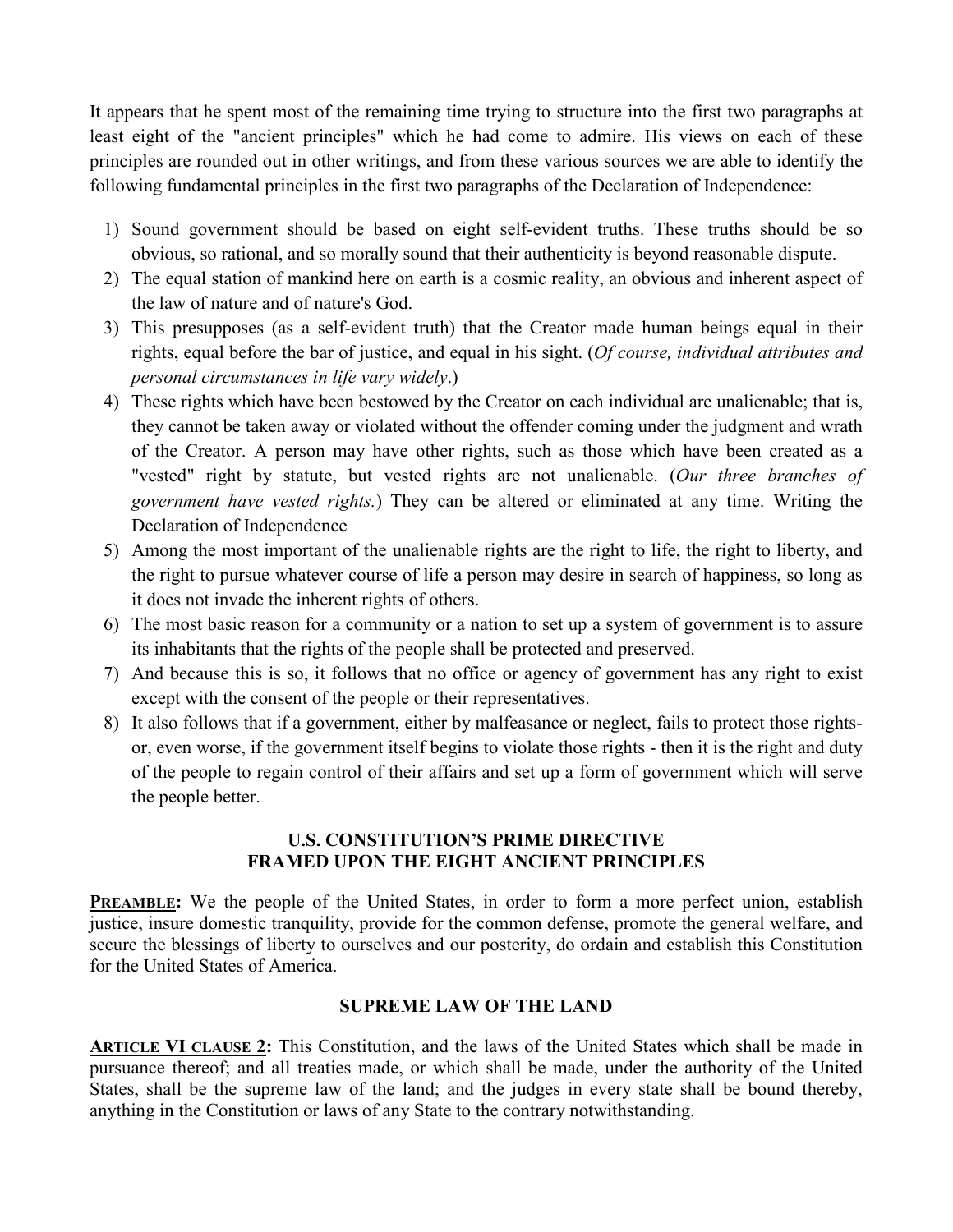It appears that he spent most of the remaining time trying to structure into the first two paragraphs at least eight of the "ancient principles" which he had come to admire. His views on each of these principles are rounded out in other writings, and from these various sources we are able to identify the following fundamental principles in the first two paragraphs of the Declaration of Independence:

1) Sound government should be based on eight self-evident truths. These truths should be so obvious, so rational, and so morally sound that their authenticity is beyond reasonable dispute.
2) The equal station of mankind here on earth is a cosmic reality, an obvious and inherent aspect of the law of nature and of nature's God.
3) This presupposes (as a self-evident truth) that the Creator made human beings equal in their rights, equal before the bar of justice, and equal in his sight. (*Of course, individual attributes and personal circumstances in life vary widely*.)
4) These rights which have been bestowed by the Creator on each individual are unalienable; that is, they cannot be taken away or violated without the offender coming under the judgment and wrath of the Creator. A person may have other rights, such as those which have been created as a "vested" right by statute, but vested rights are not unalienable. (*Our three branches of government have vested rights.*) They can be altered or eliminated at any time. Writing the Declaration of Independence
5) Among the most important of the unalienable rights are the right to life, the right to liberty, and the right to pursue whatever course of life a person may desire in search of happiness, so long as it does not invade the inherent rights of others.
6) The most basic reason for a community or a nation to set up a system of government is to assure its inhabitants that the rights of the people shall be protected and preserved.
7) And because this is so, it follows that no office or agency of government has any right to exist except with the consent of the people or their representatives.
8) It also follows that if a government, either by malfeasance or neglect, fails to protect those rights-or, even worse, if the government itself begins to violate those rights - then it is the right and duty of the people to regain control of their affairs and set up a form of government which will serve the people better.

### U.S. CONSTITUTION'S PRIME DIRECTIVE FRAMED UPON THE EIGHT ANCIENT PRINCIPLES

**PREAMBLE:** We the people of the United States, in order to form a more perfect union, establish justice, insure domestic tranquility, provide for the common defense, promote the general welfare, and secure the blessings of liberty to ourselves and our posterity, do ordain and establish this Constitution for the United States of America.

### SUPREME LAW OF THE LAND

**ARTICLE VI CLAUSE 2:** This Constitution, and the laws of the United States which shall be made in pursuance thereof; and all treaties made, or which shall be made, under the authority of the United States, shall be the supreme law of the land; and the judges in every state shall be bound thereby, anything in the Constitution or laws of any State to the contrary notwithstanding.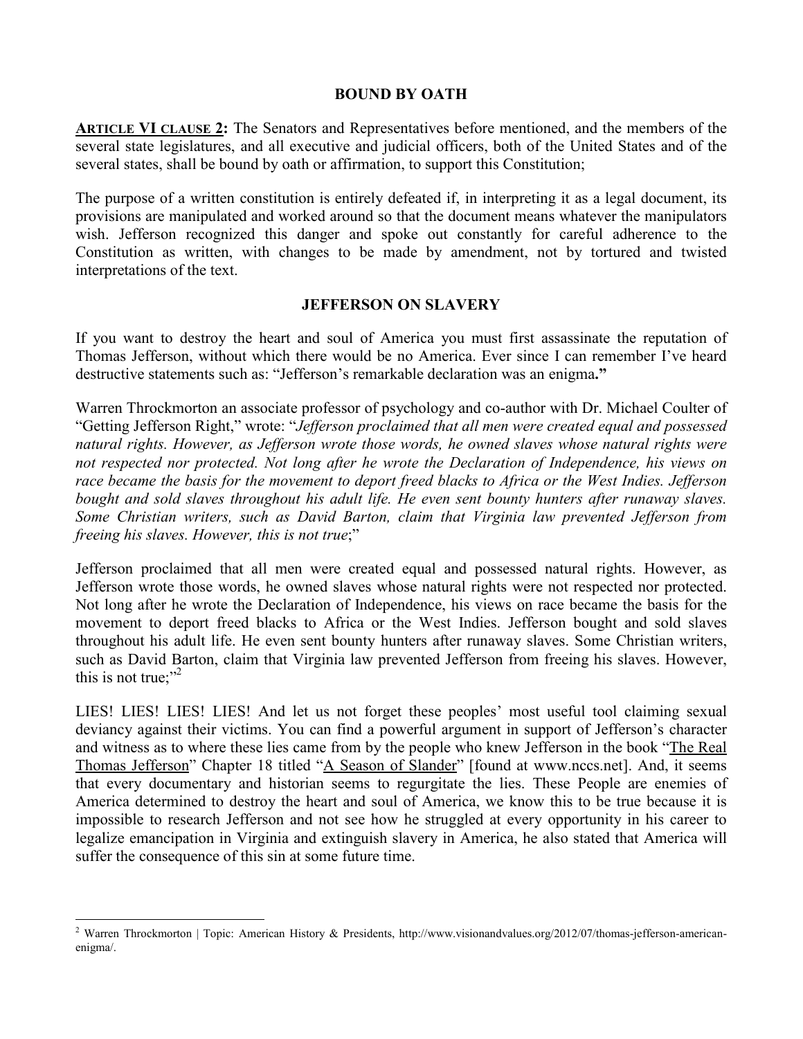## BOUND BY OATH

**ARTICLE VI CLAUSE 2:** The Senators and Representatives before mentioned, and the members of the several state legislatures, and all executive and judicial officers, both of the United States and of the several states, shall be bound by oath or affirmation, to support this Constitution;

The purpose of a written constitution is entirely defeated if, in interpreting it as a legal document, its provisions are manipulated and worked around so that the document means whatever the manipulators wish. Jefferson recognized this danger and spoke out constantly for careful adherence to the Constitution as written, with changes to be made by amendment, not by tortured and twisted interpretations of the text.

## JEFFERSON ON SLAVERY

If you want to destroy the heart and soul of America you must first assassinate the reputation of Thomas Jefferson, without which there would be no America. Ever since I can remember I've heard destructive statements such as: "Jefferson's remarkable declaration was an enigma**.**"

Warren Throckmorton an associate professor of psychology and co-author with Dr. Michael Coulter of "Getting Jefferson Right," wrote: "*Jefferson proclaimed that all men were created equal and possessed natural rights. However, as Jefferson wrote those words, he owned slaves whose natural rights were not respected nor protected. Not long after he wrote the Declaration of Independence, his views on race became the basis for the movement to deport freed blacks to Africa or the West Indies. Jefferson bought and sold slaves throughout his adult life. He even sent bounty hunters after runaway slaves. Some Christian writers, such as David Barton, claim that Virginia law prevented Jefferson from freeing his slaves. However, this is not true*;"

Jefferson proclaimed that all men were created equal and possessed natural rights. However, as Jefferson wrote those words, he owned slaves whose natural rights were not respected nor protected. Not long after he wrote the Declaration of Independence, his views on race became the basis for the movement to deport freed blacks to Africa or the West Indies. Jefferson bought and sold slaves throughout his adult life. He even sent bounty hunters after runaway slaves. Some Christian writers, such as David Barton, claim that Virginia law prevented Jefferson from freeing his slaves. However, this is not true;"[2]

LIES! LIES! LIES! LIES! And let us not forget these peoples' most useful tool claiming sexual deviancy against their victims. You can find a powerful argument in support of Jefferson's character and witness as to where these lies came from by the people who knew Jefferson in the book "The Real Thomas Jefferson" Chapter 18 titled "A Season of Slander" [found at www.nccs.net]. And, it seems that every documentary and historian seems to regurgitate the lies. These People are enemies of America determined to destroy the heart and soul of America, we know this to be true because it is impossible to research Jefferson and not see how he struggled at every opportunity in his career to legalize emancipation in Virginia and extinguish slavery in America, he also stated that America will suffer the consequence of this sin at some future time.

---

[2] Warren Throckmorton | Topic: American History & Presidents, http://www.visionandvalues.org/2012/07/thomas-jefferson-american-enigma/.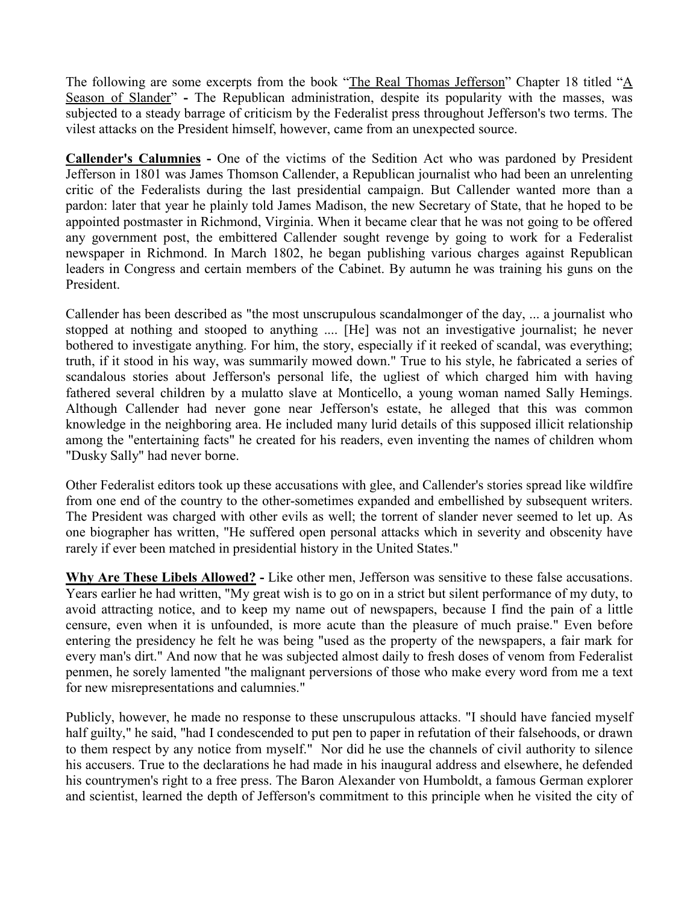The following are some excerpts from the book "The Real Thomas Jefferson" Chapter 18 titled "A Season of Slander" **-** The Republican administration, despite its popularity with the masses, was subjected to a steady barrage of criticism by the Federalist press throughout Jefferson's two terms. The vilest attacks on the President himself, however, came from an unexpected source.

**Callender's Calumnies -** One of the victims of the Sedition Act who was pardoned by President Jefferson in 1801 was James Thomson Callender, a Republican journalist who had been an unrelenting critic of the Federalists during the last presidential campaign. But Callender wanted more than a pardon: later that year he plainly told James Madison, the new Secretary of State, that he hoped to be appointed postmaster in Richmond, Virginia. When it became clear that he was not going to be offered any government post, the embittered Callender sought revenge by going to work for a Federalist newspaper in Richmond. In March 1802, he began publishing various charges against Republican leaders in Congress and certain members of the Cabinet. By autumn he was training his guns on the President.

Callender has been described as "the most unscrupulous scandalmonger of the day, ... a journalist who stopped at nothing and stooped to anything .... [He] was not an investigative journalist; he never bothered to investigate anything. For him, the story, especially if it reeked of scandal, was everything; truth, if it stood in his way, was summarily mowed down." True to his style, he fabricated a series of scandalous stories about Jefferson's personal life, the ugliest of which charged him with having fathered several children by a mulatto slave at Monticello, a young woman named Sally Hemings. Although Callender had never gone near Jefferson's estate, he alleged that this was common knowledge in the neighboring area. He included many lurid details of this supposed illicit relationship among the "entertaining facts" he created for his readers, even inventing the names of children whom "Dusky Sally" had never borne.

Other Federalist editors took up these accusations with glee, and Callender's stories spread like wildfire from one end of the country to the other-sometimes expanded and embellished by subsequent writers. The President was charged with other evils as well; the torrent of slander never seemed to let up. As one biographer has written, "He suffered open personal attacks which in severity and obscenity have rarely if ever been matched in presidential history in the United States."

**Why Are These Libels Allowed? -** Like other men, Jefferson was sensitive to these false accusations. Years earlier he had written, "My great wish is to go on in a strict but silent performance of my duty, to avoid attracting notice, and to keep my name out of newspapers, because I find the pain of a little censure, even when it is unfounded, is more acute than the pleasure of much praise." Even before entering the presidency he felt he was being "used as the property of the newspapers, a fair mark for every man's dirt." And now that he was subjected almost daily to fresh doses of venom from Federalist penmen, he sorely lamented "the malignant perversions of those who make every word from me a text for new misrepresentations and calumnies."

Publicly, however, he made no response to these unscrupulous attacks. "I should have fancied myself half guilty," he said, "had I condescended to put pen to paper in refutation of their falsehoods, or drawn to them respect by any notice from myself." Nor did he use the channels of civil authority to silence his accusers. True to the declarations he had made in his inaugural address and elsewhere, he defended his countrymen's right to a free press. The Baron Alexander von Humboldt, a famous German explorer and scientist, learned the depth of Jefferson's commitment to this principle when he visited the city of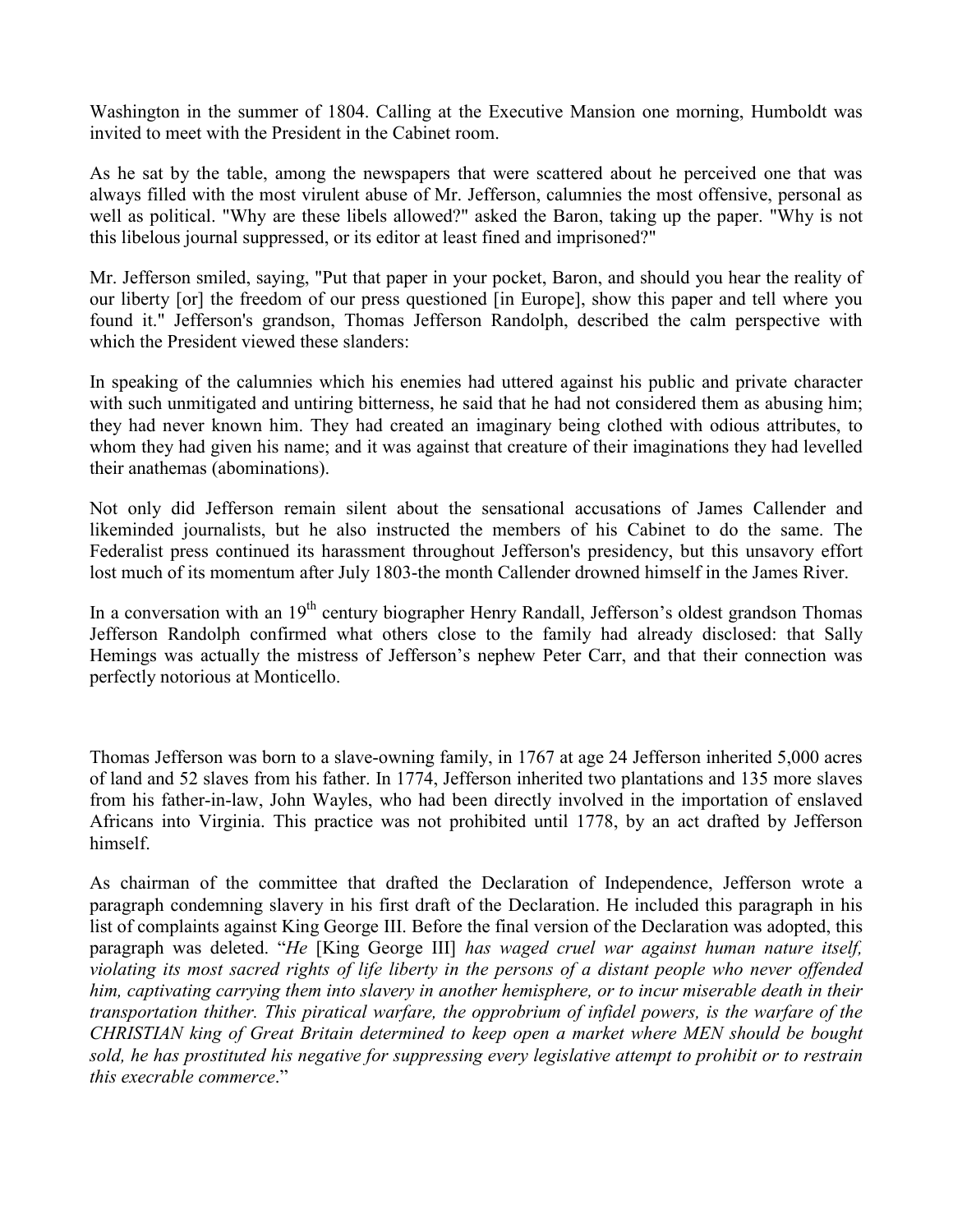Washington in the summer of 1804. Calling at the Executive Mansion one morning, Humboldt was invited to meet with the President in the Cabinet room.

As he sat by the table, among the newspapers that were scattered about he perceived one that was always filled with the most virulent abuse of Mr. Jefferson, calumnies the most offensive, personal as well as political. "Why are these libels allowed?" asked the Baron, taking up the paper. "Why is not this libelous journal suppressed, or its editor at least fined and imprisoned?"

Mr. Jefferson smiled, saying, "Put that paper in your pocket, Baron, and should you hear the reality of our liberty [or] the freedom of our press questioned [in Europe], show this paper and tell where you found it." Jefferson's grandson, Thomas Jefferson Randolph, described the calm perspective with which the President viewed these slanders:

In speaking of the calumnies which his enemies had uttered against his public and private character with such unmitigated and untiring bitterness, he said that he had not considered them as abusing him; they had never known him. They had created an imaginary being clothed with odious attributes, to whom they had given his name; and it was against that creature of their imaginations they had levelled their anathemas (abominations).

Not only did Jefferson remain silent about the sensational accusations of James Callender and likeminded journalists, but he also instructed the members of his Cabinet to do the same. The Federalist press continued its harassment throughout Jefferson's presidency, but this unsavory effort lost much of its momentum after July 1803-the month Callender drowned himself in the James River.

In a conversation with an 19th century biographer Henry Randall, Jefferson's oldest grandson Thomas Jefferson Randolph confirmed what others close to the family had already disclosed: that Sally Hemings was actually the mistress of Jefferson's nephew Peter Carr, and that their connection was perfectly notorious at Monticello.

Thomas Jefferson was born to a slave-owning family, in 1767 at age 24 Jefferson inherited 5,000 acres of land and 52 slaves from his father. In 1774, Jefferson inherited two plantations and 135 more slaves from his father-in-law, John Wayles, who had been directly involved in the importation of enslaved Africans into Virginia. This practice was not prohibited until 1778, by an act drafted by Jefferson himself.

As chairman of the committee that drafted the Declaration of Independence, Jefferson wrote a paragraph condemning slavery in his first draft of the Declaration. He included this paragraph in his list of complaints against King George III. Before the final version of the Declaration was adopted, this paragraph was deleted. "*He* [King George III] *has waged cruel war against human nature itself, violating its most sacred rights of life liberty in the persons of a distant people who never offended him, captivating carrying them into slavery in another hemisphere, or to incur miserable death in their transportation thither. This piratical warfare, the opprobrium of infidel powers, is the warfare of the CHRISTIAN king of Great Britain determined to keep open a market where MEN should be bought sold, he has prostituted his negative for suppressing every legislative attempt to prohibit or to restrain this execrable commerce*."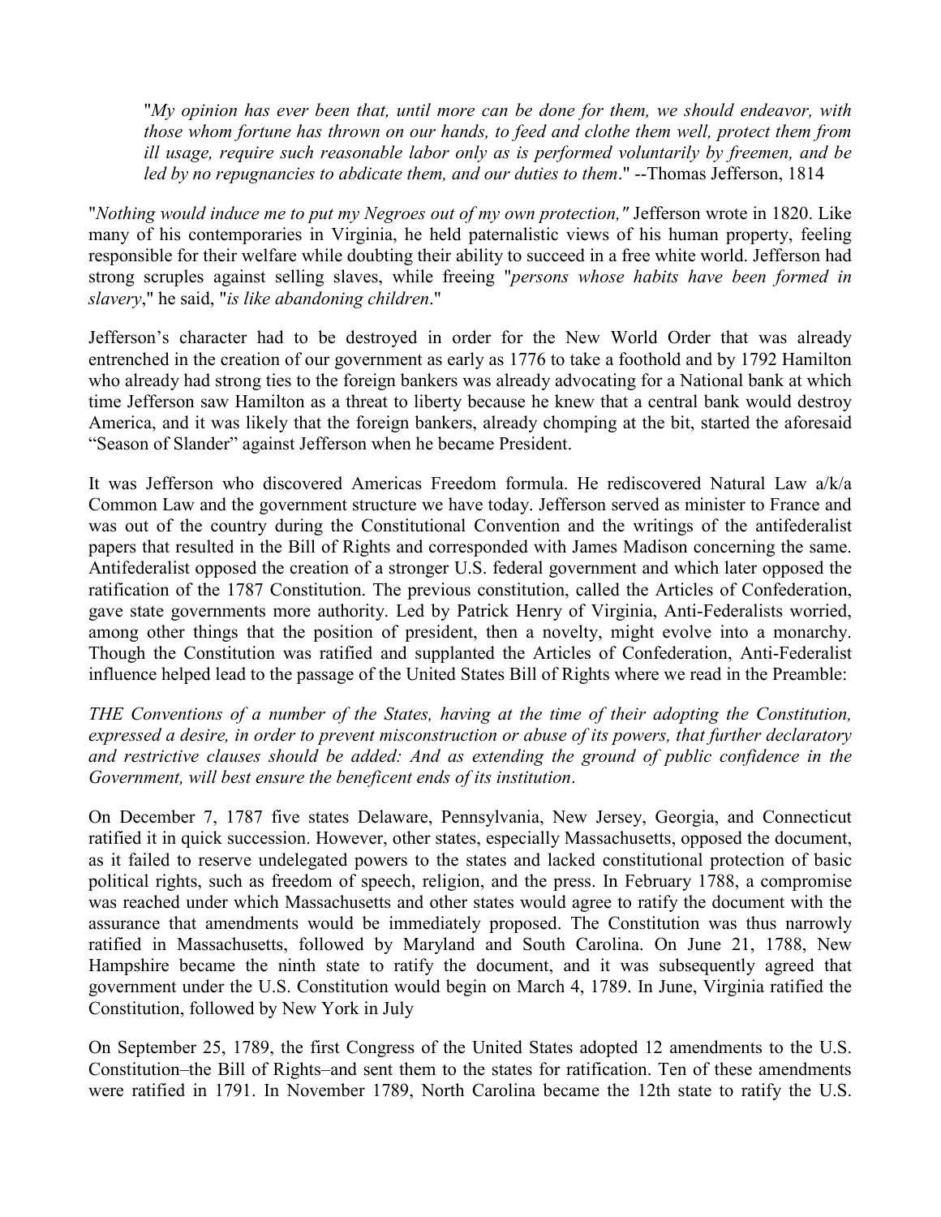"*My opinion has ever been that, until more can be done for them, we should endeavor, with those whom fortune has thrown on our hands, to feed and clothe them well, protect them from ill usage, require such reasonable labor only as is performed voluntarily by freemen, and be led by no repugnancies to abdicate them, and our duties to them*." --Thomas Jefferson, 1814

"*Nothing would induce me to put my Negroes out of my own protection,"* Jefferson wrote in 1820. Like many of his contemporaries in Virginia, he held paternalistic views of his human property, feeling responsible for their welfare while doubting their ability to succeed in a free white world. Jefferson had strong scruples against selling slaves, while freeing "*persons whose habits have been formed in slavery*," he said, "*is like abandoning children*."

Jefferson's character had to be destroyed in order for the New World Order that was already entrenched in the creation of our government as early as 1776 to take a foothold and by 1792 Hamilton who already had strong ties to the foreign bankers was already advocating for a National bank at which time Jefferson saw Hamilton as a threat to liberty because he knew that a central bank would destroy America, and it was likely that the foreign bankers, already chomping at the bit, started the aforesaid "Season of Slander" against Jefferson when he became President.

It was Jefferson who discovered Americas Freedom formula. He rediscovered Natural Law a/k/a Common Law and the government structure we have today. Jefferson served as minister to France and was out of the country during the Constitutional Convention and the writings of the antifederalist papers that resulted in the Bill of Rights and corresponded with James Madison concerning the same. Antifederalist opposed the creation of a stronger U.S. federal government and which later opposed the ratification of the 1787 Constitution. The previous constitution, called the Articles of Confederation, gave state governments more authority. Led by Patrick Henry of Virginia, Anti-Federalists worried, among other things that the position of president, then a novelty, might evolve into a monarchy. Though the Constitution was ratified and supplanted the Articles of Confederation, Anti-Federalist influence helped lead to the passage of the United States Bill of Rights where we read in the Preamble:

*THE Conventions of a number of the States, having at the time of their adopting the Constitution, expressed a desire, in order to prevent misconstruction or abuse of its powers, that further declaratory and restrictive clauses should be added: And as extending the ground of public confidence in the Government, will best ensure the beneficent ends of its institution*.

On December 7, 1787 five states Delaware, Pennsylvania, New Jersey, Georgia, and Connecticut ratified it in quick succession. However, other states, especially Massachusetts, opposed the document, as it failed to reserve undelegated powers to the states and lacked constitutional protection of basic political rights, such as freedom of speech, religion, and the press. In February 1788, a compromise was reached under which Massachusetts and other states would agree to ratify the document with the assurance that amendments would be immediately proposed. The Constitution was thus narrowly ratified in Massachusetts, followed by Maryland and South Carolina. On June 21, 1788, New Hampshire became the ninth state to ratify the document, and it was subsequently agreed that government under the U.S. Constitution would begin on March 4, 1789. In June, Virginia ratified the Constitution, followed by New York in July

On September 25, 1789, the first Congress of the United States adopted 12 amendments to the U.S. Constitution–the Bill of Rights–and sent them to the states for ratification. Ten of these amendments were ratified in 1791. In November 1789, North Carolina became the 12th state to ratify the U.S.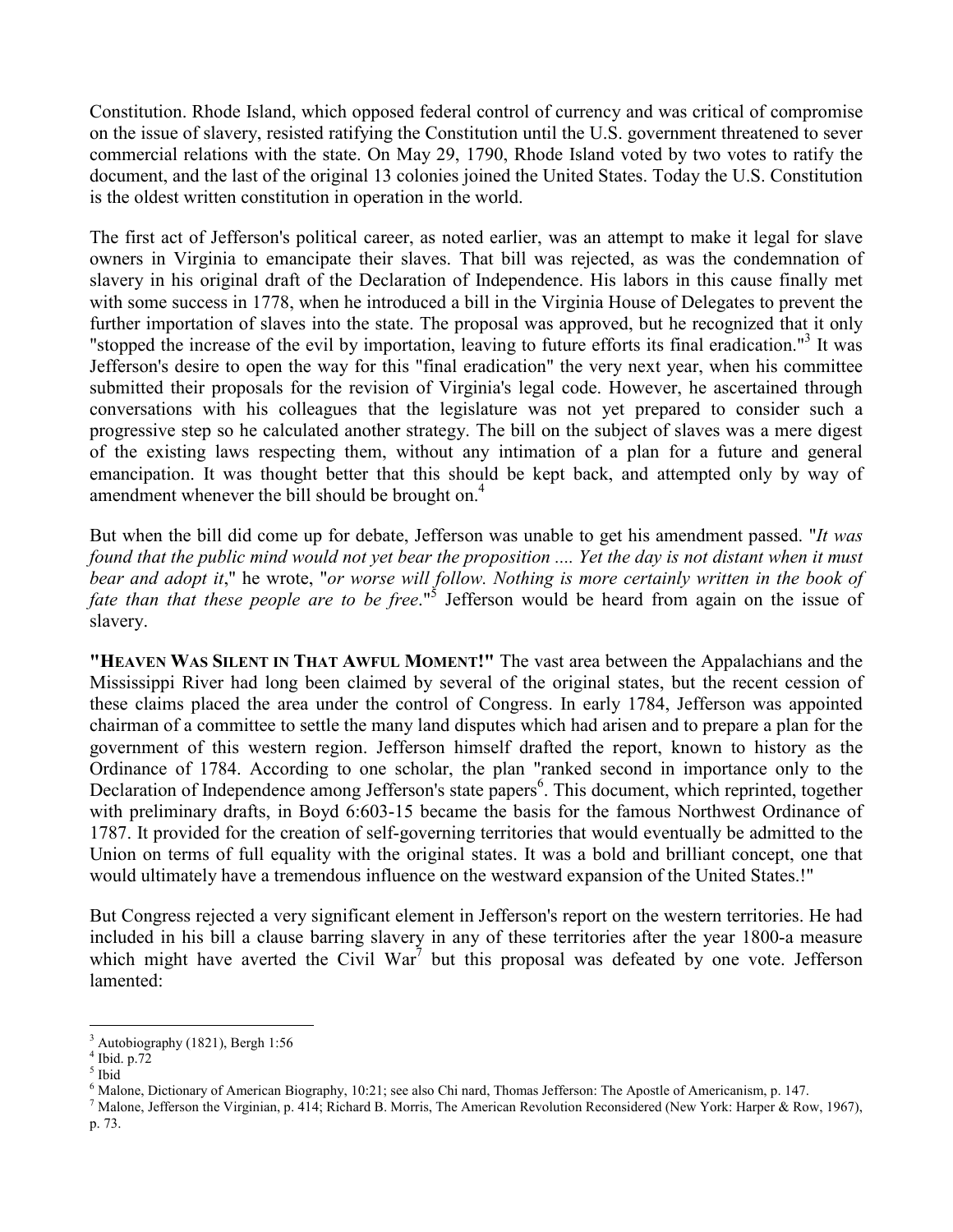Constitution. Rhode Island, which opposed federal control of currency and was critical of compromise on the issue of slavery, resisted ratifying the Constitution until the U.S. government threatened to sever commercial relations with the state. On May 29, 1790, Rhode Island voted by two votes to ratify the document, and the last of the original 13 colonies joined the United States. Today the U.S. Constitution is the oldest written constitution in operation in the world.

The first act of Jefferson's political career, as noted earlier, was an attempt to make it legal for slave owners in Virginia to emancipate their slaves. That bill was rejected, as was the condemnation of slavery in his original draft of the Declaration of Independence. His labors in this cause finally met with some success in 1778, when he introduced a bill in the Virginia House of Delegates to prevent the further importation of slaves into the state. The proposal was approved, but he recognized that it only "stopped the increase of the evil by importation, leaving to future efforts its final eradication."[3] It was Jefferson's desire to open the way for this "final eradication" the very next year, when his committee submitted their proposals for the revision of Virginia's legal code. However, he ascertained through conversations with his colleagues that the legislature was not yet prepared to consider such a progressive step so he calculated another strategy. The bill on the subject of slaves was a mere digest of the existing laws respecting them, without any intimation of a plan for a future and general emancipation. It was thought better that this should be kept back, and attempted only by way of amendment whenever the bill should be brought on.[4]

But when the bill did come up for debate, Jefferson was unable to get his amendment passed. "*It was found that the public mind would not yet bear the proposition .... Yet the day is not distant when it must bear and adopt it*," he wrote, "*or worse will follow. Nothing is more certainly written in the book of fate than that these people are to be free*."[5] Jefferson would be heard from again on the issue of slavery.

**"HEAVEN WAS SILENT IN THAT AWFUL MOMENT!"** The vast area between the Appalachians and the Mississippi River had long been claimed by several of the original states, but the recent cession of these claims placed the area under the control of Congress. In early 1784, Jefferson was appointed chairman of a committee to settle the many land disputes which had arisen and to prepare a plan for the government of this western region. Jefferson himself drafted the report, known to history as the Ordinance of 1784. According to one scholar, the plan "ranked second in importance only to the Declaration of Independence among Jefferson's state papers[6]. This document, which reprinted, together with preliminary drafts, in Boyd 6:603-15 became the basis for the famous Northwest Ordinance of 1787. It provided for the creation of self-governing territories that would eventually be admitted to the Union on terms of full equality with the original states. It was a bold and brilliant concept, one that would ultimately have a tremendous influence on the westward expansion of the United States.!"

But Congress rejected a very significant element in Jefferson's report on the western territories. He had included in his bill a clause barring slavery in any of these territories after the year 1800-a measure which might have averted the Civil War[7] but this proposal was defeated by one vote. Jefferson lamented:

---

[3] Autobiography (1821), Bergh 1:56

[4] Ibid. p.72

[5] Ibid

[6] Malone, Dictionary of American Biography, 10:21; see also Chi nard, Thomas Jefferson: The Apostle of Americanism, p. 147.

[7] Malone, Jefferson the Virginian, p. 414; Richard B. Morris, The American Revolution Reconsidered (New York: Harper & Row, 1967), p. 73.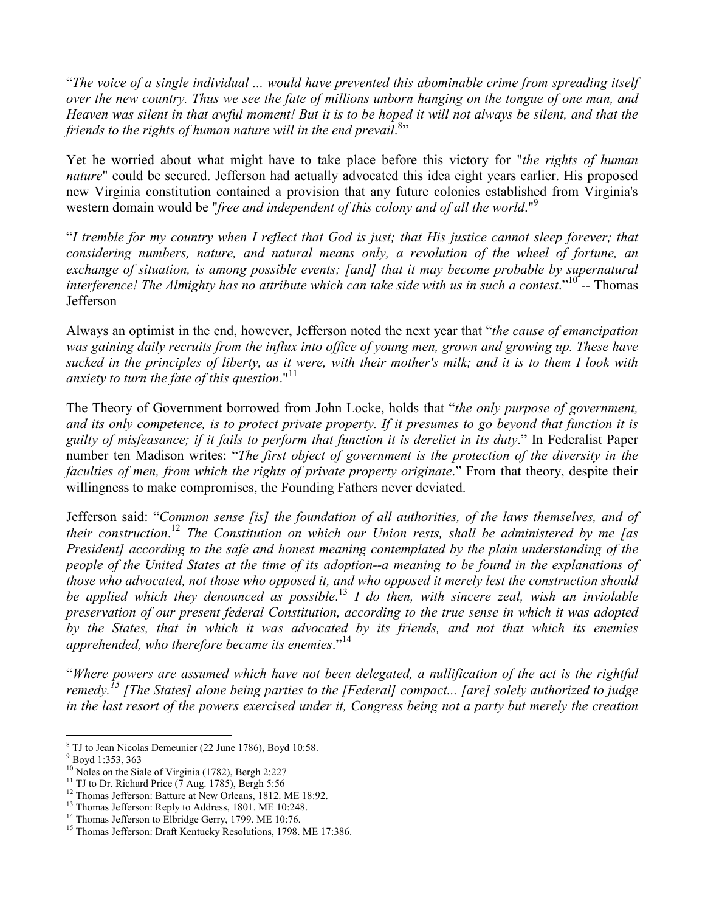"*The voice of a single individual ... would have prevented this abominable crime from spreading itself over the new country. Thus we see the fate of millions unborn hanging on the tongue of one man, and Heaven was silent in that awful moment! But it is to be hoped it will not always be silent, and that the friends to the rights of human nature will in the end prevail*.[8]"

Yet he worried about what might have to take place before this victory for "*the rights of human nature*" could be secured. Jefferson had actually advocated this idea eight years earlier. His proposed new Virginia constitution contained a provision that any future colonies established from Virginia's western domain would be "*free and independent of this colony and of all the world*."[9]

"*I tremble for my country when I reflect that God is just; that His justice cannot sleep forever; that considering numbers, nature, and natural means only, a revolution of the wheel of fortune, an exchange of situation, is among possible events; [and] that it may become probable by supernatural interference! The Almighty has no attribute which can take side with us in such a contest*."[10] -- Thomas Jefferson

Always an optimist in the end, however, Jefferson noted the next year that "*the cause of emancipation was gaining daily recruits from the influx into office of young men, grown and growing up. These have sucked in the principles of liberty, as it were, with their mother's milk; and it is to them I look with anxiety to turn the fate of this question*."[11]

The Theory of Government borrowed from John Locke, holds that "*the only purpose of government, and its only competence, is to protect private property. If it presumes to go beyond that function it is guilty of misfeasance; if it fails to perform that function it is derelict in its duty*." In Federalist Paper number ten Madison writes: "*The first object of government is the protection of the diversity in the faculties of men, from which the rights of private property originate*." From that theory, despite their willingness to make compromises, the Founding Fathers never deviated.

Jefferson said: "*Common sense [is] the foundation of all authorities, of the laws themselves, and of their construction*.[12] *The Constitution on which our Union rests, shall be administered by me [as President] according to the safe and honest meaning contemplated by the plain understanding of the people of the United States at the time of its adoption--a meaning to be found in the explanations of those who advocated, not those who opposed it, and who opposed it merely lest the construction should be applied which they denounced as possible*.[13] *I do then, with sincere zeal, wish an inviolable preservation of our present federal Constitution, according to the true sense in which it was adopted by the States, that in which it was advocated by its friends, and not that which its enemies apprehended, who therefore became its enemies*."[14]

"*Where powers are assumed which have not been delegated, a nullification of the act is the rightful remedy.*[15] *[The States] alone being parties to the [Federal] compact... [are] solely authorized to judge in the last resort of the powers exercised under it, Congress being not a party but merely the creation*

---

[8] TJ to Jean Nicolas Demeunier (22 June 1786), Boyd 10:58.

[9] Boyd 1:353, 363

[10] Noles on the Siale of Virginia (1782), Bergh 2:227

[11] TJ to Dr. Richard Price (7 Aug. 1785), Bergh 5:56

[12] Thomas Jefferson: Batture at New Orleans, 1812. ME 18:92.

[13] Thomas Jefferson: Reply to Address, 1801. ME 10:248.

[14] Thomas Jefferson to Elbridge Gerry, 1799. ME 10:76.

[15] Thomas Jefferson: Draft Kentucky Resolutions, 1798. ME 17:386.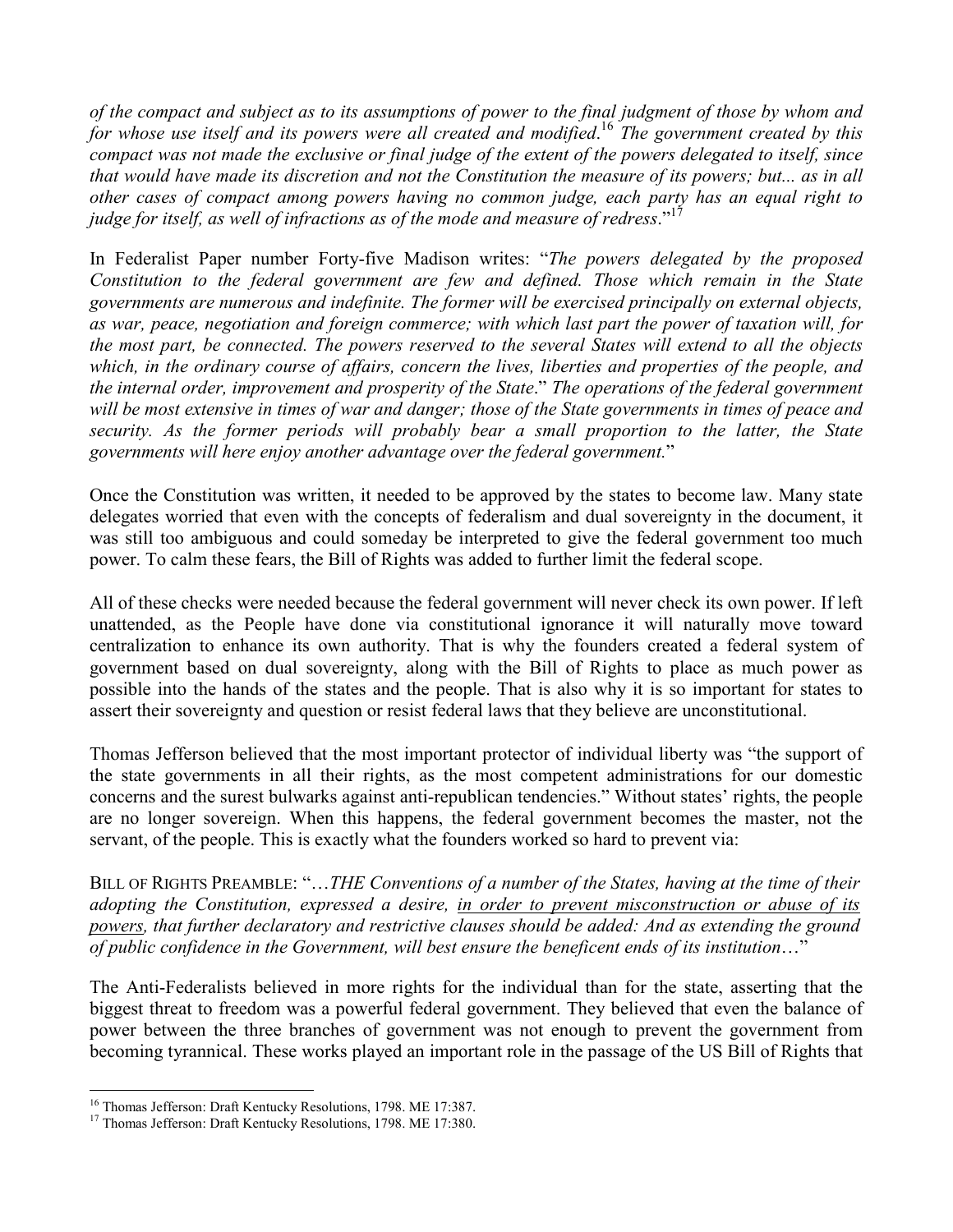*of the compact and subject as to its assumptions of power to the final judgment of those by whom and for whose use itself and its powers were all created and modified.*[16] *The government created by this compact was not made the exclusive or final judge of the extent of the powers delegated to itself, since that would have made its discretion and not the Constitution the measure of its powers; but... as in all other cases of compact among powers having no common judge, each party has an equal right to judge for itself, as well of infractions as of the mode and measure of redress*."[17]

In Federalist Paper number Forty-five Madison writes: "*The powers delegated by the proposed Constitution to the federal government are few and defined. Those which remain in the State governments are numerous and indefinite. The former will be exercised principally on external objects, as war, peace, negotiation and foreign commerce; with which last part the power of taxation will, for the most part, be connected. The powers reserved to the several States will extend to all the objects which, in the ordinary course of affairs, concern the lives, liberties and properties of the people, and the internal order, improvement and prosperity of the State*." *The operations of the federal government will be most extensive in times of war and danger; those of the State governments in times of peace and security. As the former periods will probably bear a small proportion to the latter, the State governments will here enjoy another advantage over the federal government.*"

Once the Constitution was written, it needed to be approved by the states to become law. Many state delegates worried that even with the concepts of federalism and dual sovereignty in the document, it was still too ambiguous and could someday be interpreted to give the federal government too much power. To calm these fears, the Bill of Rights was added to further limit the federal scope.

All of these checks were needed because the federal government will never check its own power. If left unattended, as the People have done via constitutional ignorance it will naturally move toward centralization to enhance its own authority. That is why the founders created a federal system of government based on dual sovereignty, along with the Bill of Rights to place as much power as possible into the hands of the states and the people. That is also why it is so important for states to assert their sovereignty and question or resist federal laws that they believe are unconstitutional.

Thomas Jefferson believed that the most important protector of individual liberty was "the support of the state governments in all their rights, as the most competent administrations for our domestic concerns and the surest bulwarks against anti-republican tendencies." Without states' rights, the people are no longer sovereign. When this happens, the federal government becomes the master, not the servant, of the people. This is exactly what the founders worked so hard to prevent via:

BILL OF RIGHTS PREAMBLE: "…*THE Conventions of a number of the States, having at the time of their adopting the Constitution, expressed a desire, <u>in order to prevent misconstruction or abuse of its powers</u>, that further declaratory and restrictive clauses should be added: And as extending the ground of public confidence in the Government, will best ensure the beneficent ends of its institution*…"

The Anti-Federalists believed in more rights for the individual than for the state, asserting that the biggest threat to freedom was a powerful federal government. They believed that even the balance of power between the three branches of government was not enough to prevent the government from becoming tyrannical. These works played an important role in the passage of the US Bill of Rights that

---

[16] Thomas Jefferson: Draft Kentucky Resolutions, 1798. ME 17:387.

[17] Thomas Jefferson: Draft Kentucky Resolutions, 1798. ME 17:380.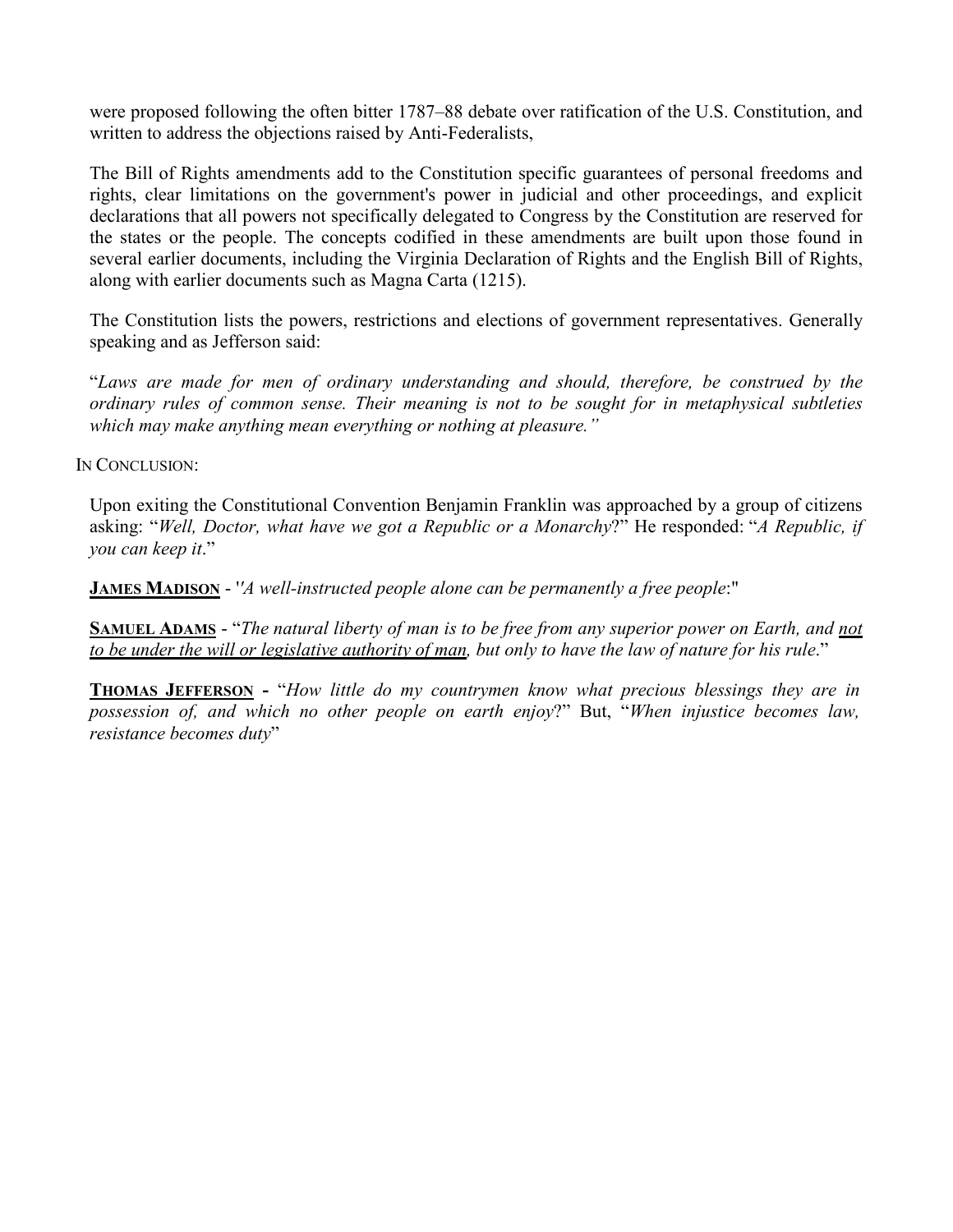were proposed following the often bitter 1787–88 debate over ratification of the U.S. Constitution, and written to address the objections raised by Anti-Federalists,

The Bill of Rights amendments add to the Constitution specific guarantees of personal freedoms and rights, clear limitations on the government's power in judicial and other proceedings, and explicit declarations that all powers not specifically delegated to Congress by the Constitution are reserved for the states or the people. The concepts codified in these amendments are built upon those found in several earlier documents, including the Virginia Declaration of Rights and the English Bill of Rights, along with earlier documents such as Magna Carta (1215).

The Constitution lists the powers, restrictions and elections of government representatives. Generally speaking and as Jefferson said:

"*Laws are made for men of ordinary understanding and should, therefore, be construed by the ordinary rules of common sense. Their meaning is not to be sought for in metaphysical subtleties which may make anything mean everything or nothing at pleasure.*"

IN CONCLUSION:

Upon exiting the Constitutional Convention Benjamin Franklin was approached by a group of citizens asking: "*Well, Doctor, what have we got a Republic or a Monarchy*?" He responded: "*A Republic, if you can keep it*."

**JAMES MADISON** - "*A well-instructed people alone can be permanently a free people*:"

**SAMUEL ADAMS** - "*The natural liberty of man is to be free from any superior power on Earth, and not to be under the will or legislative authority of man, but only to have the law of nature for his rule*."

**THOMAS JEFFERSON** - "*How little do my countrymen know what precious blessings they are in possession of, and which no other people on earth enjoy*?" But, "*When injustice becomes law, resistance becomes duty*"